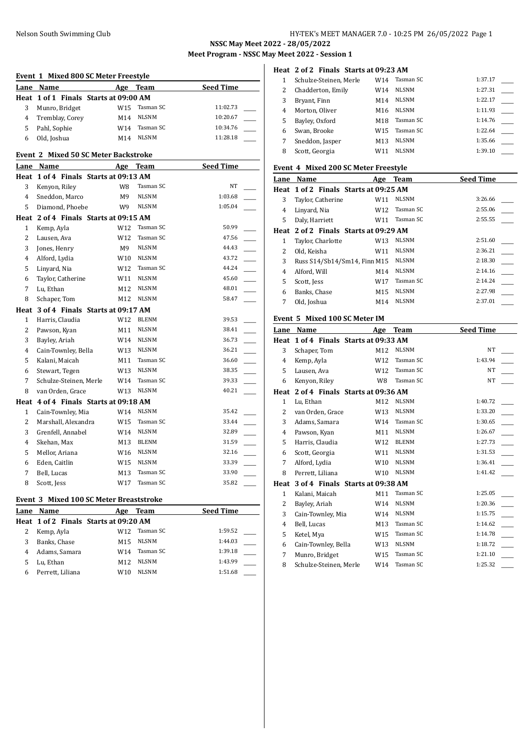# NSSC May Meet 2022 - 28/05/2022

## Meet Program - NSSC May Meet 2022 - Session 1

### Event 1 Mixed 800 SC Meter Freestyle

| Lane | Name | Age | Team | Seed Time |
|---|---|---|---|---|
| **Heat 1 of 1 Finals Starts at 09:00 AM** | | | | |
| 3 | Munro, Bridget | W15 | Tasman SC | 11:02.73 |
| 4 | Tremblay, Corey | M14 | NLSNM | 10:20.67 |
| 5 | Pahl, Sophie | W14 | Tasman SC | 10:34.76 |
| 6 | Old, Joshua | M14 | NLSNM | 11:28.18 |

### Event 2 Mixed 50 SC Meter Backstroke

| Lane | Name | Age | Team | Seed Time |
|---|---|---|---|---|
| **Heat 1 of 4 Finals Starts at 09:13 AM** | | | | |
| 3 | Kenyon, Riley | W8 | Tasman SC | NT |
| 4 | Sneddon, Marco | M9 | NLSNM | 1:03.68 |
| 5 | Diamond, Phoebe | W9 | NLSNM | 1:05.04 |
| **Heat 2 of 4 Finals Starts at 09:15 AM** | | | | |
| 1 | Kemp, Ayla | W12 | Tasman SC | 50.99 |
| 2 | Lausen, Ava | W12 | Tasman SC | 47.56 |
| 3 | Jones, Henry | M9 | NLSNM | 44.43 |
| 4 | Alford, Lydia | W10 | NLSNM | 43.72 |
| 5 | Linyard, Nia | W12 | Tasman SC | 44.24 |
| 6 | Taylor, Catherine | W11 | NLSNM | 45.60 |
| 7 | Lu, Ethan | M12 | NLSNM | 48.01 |
| 8 | Schaper, Tom | M12 | NLSNM | 58.47 |
| **Heat 3 of 4 Finals Starts at 09:17 AM** | | | | |
| 1 | Harris, Claudia | W12 | BLENM | 39.53 |
| 2 | Pawson, Kyan | M11 | NLSNM | 38.41 |
| 3 | Bayley, Ariah | W14 | NLSNM | 36.73 |
| 4 | Cain-Townley, Bella | W13 | NLSNM | 36.21 |
| 5 | Kalani, Maicah | M11 | Tasman SC | 36.60 |
| 6 | Stewart, Tegen | W13 | NLSNM | 38.35 |
| 7 | Schulze-Steinen, Merle | W14 | Tasman SC | 39.33 |
| 8 | van Orden, Grace | W13 | NLSNM | 40.21 |
| **Heat 4 of 4 Finals Starts at 09:18 AM** | | | | |
| 1 | Cain-Townley, Mia | W14 | NLSNM | 35.42 |
| 2 | Marshall, Alexandra | W15 | Tasman SC | 33.44 |
| 3 | Grenfell, Annabel | W14 | NLSNM | 32.89 |
| 4 | Skehan, Max | M13 | BLENM | 31.59 |
| 5 | Mellor, Ariana | W16 | NLSNM | 32.16 |
| 6 | Eden, Caitlin | W15 | NLSNM | 33.39 |
| 7 | Bell, Lucas | M13 | Tasman SC | 33.90 |
| 8 | Scott, Jess | W17 | Tasman SC | 35.82 |

### Event 3 Mixed 100 SC Meter Breaststroke

| Lane | Name | Age | Team | Seed Time |
|---|---|---|---|---|
| **Heat 1 of 2 Finals Starts at 09:20 AM** | | | | |
| 2 | Kemp, Ayla | W12 | Tasman SC | 1:59.52 |
| 3 | Banks, Chase | M15 | NLSNM | 1:44.03 |
| 4 | Adams, Samara | W14 | Tasman SC | 1:39.18 |
| 5 | Lu, Ethan | M12 | NLSNM | 1:43.99 |
| 6 | Perrett, Liliana | W10 | NLSNM | 1:51.68 |
| **Heat 2 of 2 Finals Starts at 09:23 AM** | | | | |
| 1 | Schulze-Steinen, Merle | W14 | Tasman SC | 1:37.17 |
| 2 | Chadderton, Emily | W14 | NLSNM | 1:27.31 |
| 3 | Bryant, Finn | M14 | NLSNM | 1:22.17 |
| 4 | Morton, Oliver | M16 | NLSNM | 1:11.93 |
| 5 | Bayley, Oxford | M18 | Tasman SC | 1:14.76 |
| 6 | Swan, Brooke | W15 | Tasman SC | 1:22.64 |
| 7 | Sneddon, Jasper | M13 | NLSNM | 1:35.66 |
| 8 | Scott, Georgia | W11 | NLSNM | 1:39.10 |

### Event 4 Mixed 200 SC Meter Freestyle

| Lane | Name | Age | Team | Seed Time |
|---|---|---|---|---|
| **Heat 1 of 2 Finals Starts at 09:25 AM** | | | | |
| 3 | Taylor, Catherine | W11 | NLSNM | 3:26.66 |
| 4 | Linyard, Nia | W12 | Tasman SC | 2:55.06 |
| 5 | Daly, Harriett | W11 | Tasman SC | 2:55.55 |
| **Heat 2 of 2 Finals Starts at 09:29 AM** | | | | |
| 1 | Taylor, Charlotte | W13 | NLSNM | 2:51.60 |
| 2 | Old, Keisha | W11 | NLSNM | 2:36.21 |
| 3 | Russ S14/Sb14/Sm14, Finn | M15 | NLSNM | 2:18.30 |
| 4 | Alford, Will | M14 | NLSNM | 2:14.16 |
| 5 | Scott, Jess | W17 | Tasman SC | 2:14.24 |
| 6 | Banks, Chase | M15 | NLSNM | 2:27.98 |
| 7 | Old, Joshua | M14 | NLSNM | 2:37.01 |

### Event 5 Mixed 100 SC Meter IM

| Lane | Name | Age | Team | Seed Time |
|---|---|---|---|---|
| **Heat 1 of 4 Finals Starts at 09:33 AM** | | | | |
| 3 | Schaper, Tom | M12 | NLSNM | NT |
| 4 | Kemp, Ayla | W12 | Tasman SC | 1:43.94 |
| 5 | Lausen, Ava | W12 | Tasman SC | NT |
| 6 | Kenyon, Riley | W8 | Tasman SC | NT |
| **Heat 2 of 4 Finals Starts at 09:36 AM** | | | | |
| 1 | Lu, Ethan | M12 | NLSNM | 1:40.72 |
| 2 | van Orden, Grace | W13 | NLSNM | 1:33.20 |
| 3 | Adams, Samara | W14 | Tasman SC | 1:30.65 |
| 4 | Pawson, Kyan | M11 | NLSNM | 1:26.67 |
| 5 | Harris, Claudia | W12 | BLENM | 1:27.73 |
| 6 | Scott, Georgia | W11 | NLSNM | 1:31.53 |
| 7 | Alford, Lydia | W10 | NLSNM | 1:36.41 |
| 8 | Perrett, Liliana | W10 | NLSNM | 1:41.42 |
| **Heat 3 of 4 Finals Starts at 09:38 AM** | | | | |
| 1 | Kalani, Maicah | M11 | Tasman SC | 1:25.05 |
| 2 | Bayley, Ariah | W14 | NLSNM | 1:20.36 |
| 3 | Cain-Townley, Mia | W14 | NLSNM | 1:15.75 |
| 4 | Bell, Lucas | M13 | Tasman SC | 1:14.62 |
| 5 | Ketel, Mya | W15 | Tasman SC | 1:14.78 |
| 6 | Cain-Townley, Bella | W13 | NLSNM | 1:18.72 |
| 7 | Munro, Bridget | W15 | Tasman SC | 1:21.10 |
| 8 | Schulze-Steinen, Merle | W14 | Tasman SC | 1:25.32 |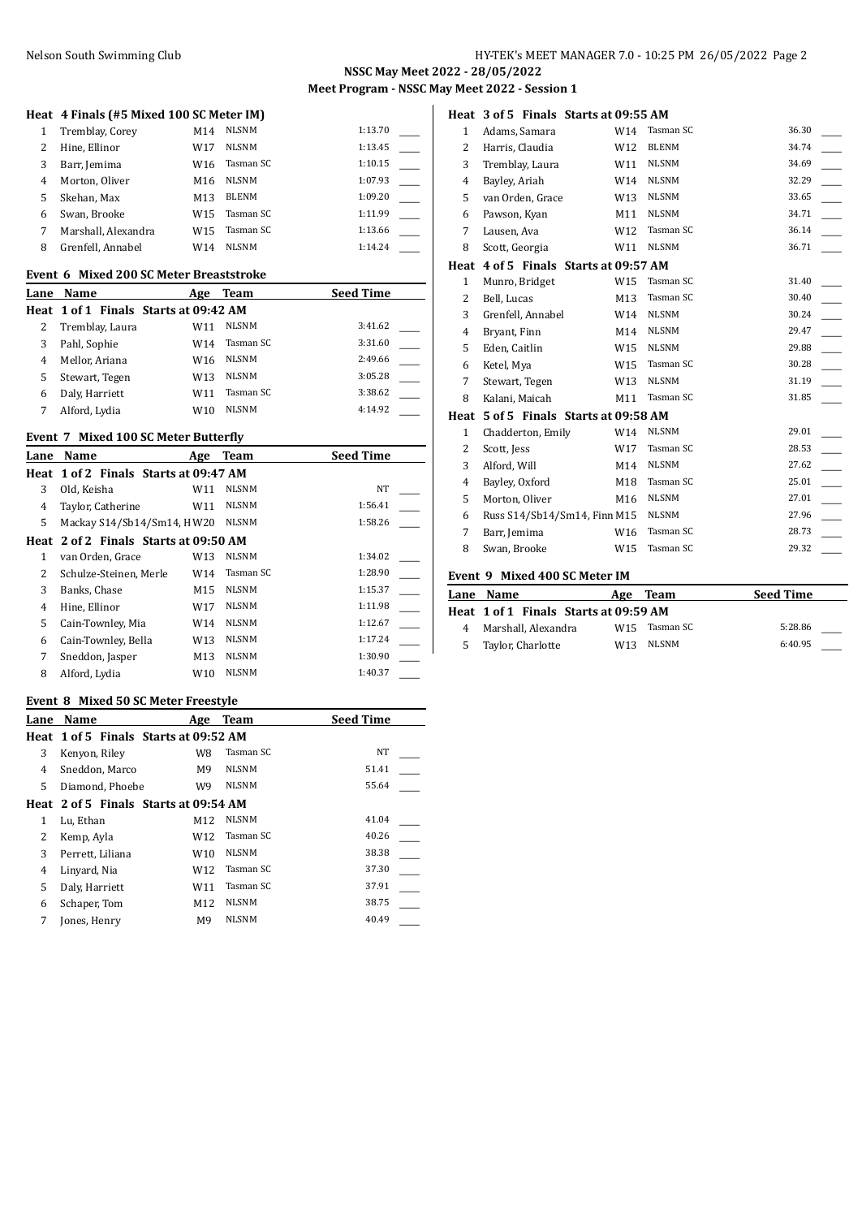NSSC May Meet 2022 - 28/05/2022

Meet Program - NSSC May Meet 2022 - Session 1

**Heat 4 Finals (#5 Mixed 100 SC Meter IM)**

| | | | | | |
|---|---|---|---|---|---|
| 1 | Tremblay, Corey | M14 | NLSNM | 1:13.70 | ____ |
| 2 | Hine, Ellinor | W17 | NLSNM | 1:13.45 | ____ |
| 3 | Barr, Jemima | W16 | Tasman SC | 1:10.15 | ____ |
| 4 | Morton, Oliver | M16 | NLSNM | 1:07.93 | ____ |
| 5 | Skehan, Max | M13 | BLENM | 1:09.20 | ____ |
| 6 | Swan, Brooke | W15 | Tasman SC | 1:11.99 | ____ |
| 7 | Marshall, Alexandra | W15 | Tasman SC | 1:13.66 | ____ |
| 8 | Grenfell, Annabel | W14 | NLSNM | 1:14.24 | ____ |

**Event 6 Mixed 200 SC Meter Breaststroke**

| Lane | Name | Age | Team | Seed Time | |
|---|---|---|---|---|---|
| **Heat 1 of 1 Finals Starts at 09:42 AM** | | | | | |
| 2 | Tremblay, Laura | W11 | NLSNM | 3:41.62 | ____ |
| 3 | Pahl, Sophie | W14 | Tasman SC | 3:31.60 | ____ |
| 4 | Mellor, Ariana | W16 | NLSNM | 2:49.66 | ____ |
| 5 | Stewart, Tegen | W13 | NLSNM | 3:05.28 | ____ |
| 6 | Daly, Harriett | W11 | Tasman SC | 3:38.62 | ____ |
| 7 | Alford, Lydia | W10 | NLSNM | 4:14.92 | ____ |

**Event 7 Mixed 100 SC Meter Butterfly**

| Lane | Name | Age | Team | Seed Time | |
|---|---|---|---|---|---|
| **Heat 1 of 2 Finals Starts at 09:47 AM** | | | | | |
| 3 | Old, Keisha | W11 | NLSNM | NT | ____ |
| 4 | Taylor, Catherine | W11 | NLSNM | 1:56.41 | ____ |
| 5 | Mackay S14/Sb14/Sm14, H | W20 | NLSNM | 1:58.26 | ____ |
| **Heat 2 of 2 Finals Starts at 09:50 AM** | | | | | |
| 1 | van Orden, Grace | W13 | NLSNM | 1:34.02 | ____ |
| 2 | Schulze-Steinen, Merle | W14 | Tasman SC | 1:28.90 | ____ |
| 3 | Banks, Chase | M15 | NLSNM | 1:15.37 | ____ |
| 4 | Hine, Ellinor | W17 | NLSNM | 1:11.98 | ____ |
| 5 | Cain-Townley, Mia | W14 | NLSNM | 1:12.67 | ____ |
| 6 | Cain-Townley, Bella | W13 | NLSNM | 1:17.24 | ____ |
| 7 | Sneddon, Jasper | M13 | NLSNM | 1:30.90 | ____ |
| 8 | Alford, Lydia | W10 | NLSNM | 1:40.37 | ____ |

**Event 8 Mixed 50 SC Meter Freestyle**

| Lane | Name | Age | Team | Seed Time | |
|---|---|---|---|---|---|
| **Heat 1 of 5 Finals Starts at 09:52 AM** | | | | | |
| 3 | Kenyon, Riley | W8 | Tasman SC | NT | ____ |
| 4 | Sneddon, Marco | M9 | NLSNM | 51.41 | ____ |
| 5 | Diamond, Phoebe | W9 | NLSNM | 55.64 | ____ |
| **Heat 2 of 5 Finals Starts at 09:54 AM** | | | | | |
| 1 | Lu, Ethan | M12 | NLSNM | 41.04 | ____ |
| 2 | Kemp, Ayla | W12 | Tasman SC | 40.26 | ____ |
| 3 | Perrett, Liliana | W10 | NLSNM | 38.38 | ____ |
| 4 | Linyard, Nia | W12 | Tasman SC | 37.30 | ____ |
| 5 | Daly, Harriett | W11 | Tasman SC | 37.91 | ____ |
| 6 | Schaper, Tom | M12 | NLSNM | 38.75 | ____ |
| 7 | Jones, Henry | M9 | NLSNM | 40.49 | ____ |
| **Heat 3 of 5 Finals Starts at 09:55 AM** | | | | | |
| 1 | Adams, Samara | W14 | Tasman SC | 36.30 | ____ |
| 2 | Harris, Claudia | W12 | BLENM | 34.74 | ____ |
| 3 | Tremblay, Laura | W11 | NLSNM | 34.69 | ____ |
| 4 | Bayley, Ariah | W14 | NLSNM | 32.29 | ____ |
| 5 | van Orden, Grace | W13 | NLSNM | 33.65 | ____ |
| 6 | Pawson, Kyan | M11 | NLSNM | 34.71 | ____ |
| 7 | Lausen, Ava | W12 | Tasman SC | 36.14 | ____ |
| 8 | Scott, Georgia | W11 | NLSNM | 36.71 | ____ |
| **Heat 4 of 5 Finals Starts at 09:57 AM** | | | | | |
| 1 | Munro, Bridget | W15 | Tasman SC | 31.40 | ____ |
| 2 | Bell, Lucas | M13 | Tasman SC | 30.40 | ____ |
| 3 | Grenfell, Annabel | W14 | NLSNM | 30.24 | ____ |
| 4 | Bryant, Finn | M14 | NLSNM | 29.47 | ____ |
| 5 | Eden, Caitlin | W15 | NLSNM | 29.88 | ____ |
| 6 | Ketel, Mya | W15 | Tasman SC | 30.28 | ____ |
| 7 | Stewart, Tegen | W13 | NLSNM | 31.19 | ____ |
| 8 | Kalani, Maicah | M11 | Tasman SC | 31.85 | ____ |
| **Heat 5 of 5 Finals Starts at 09:58 AM** | | | | | |
| 1 | Chadderton, Emily | W14 | NLSNM | 29.01 | ____ |
| 2 | Scott, Jess | W17 | Tasman SC | 28.53 | ____ |
| 3 | Alford, Will | M14 | NLSNM | 27.62 | ____ |
| 4 | Bayley, Oxford | M18 | Tasman SC | 25.01 | ____ |
| 5 | Morton, Oliver | M16 | NLSNM | 27.01 | ____ |
| 6 | Russ S14/Sb14/Sm14, Finn | M15 | NLSNM | 27.96 | ____ |
| 7 | Barr, Jemima | W16 | Tasman SC | 28.73 | ____ |
| 8 | Swan, Brooke | W15 | Tasman SC | 29.32 | ____ |

**Event 9 Mixed 400 SC Meter IM**

| Lane | Name | Age | Team | Seed Time | |
|---|---|---|---|---|---|
| **Heat 1 of 1 Finals Starts at 09:59 AM** | | | | | |
| 4 | Marshall, Alexandra | W15 | Tasman SC | 5:28.86 | ____ |
| 5 | Taylor, Charlotte | W13 | NLSNM | 6:40.95 | ____ |